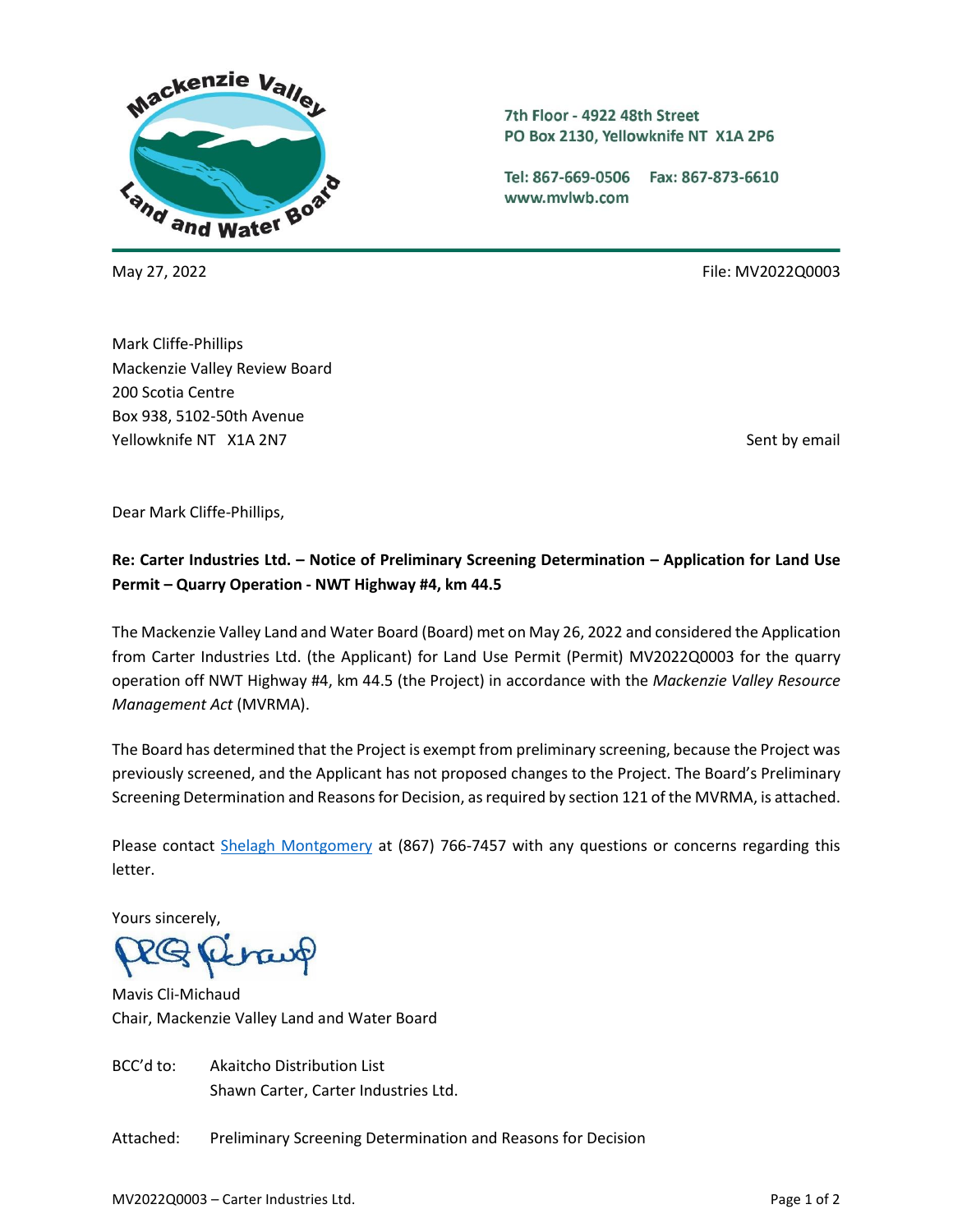Mackenzie Valley Land and Water Board

7th Floor - 4922 48th Street
PO Box 2130, Yellowknife NT X1A 2P6

Tel: 867-669-0506 Fax: 867-873-6610
www.mvlwb.com

May 27, 2022

File: MV2022Q0003

Mark Cliffe-Phillips
Mackenzie Valley Review Board
200 Scotia Centre
Box 938, 5102-50th Avenue
Yellowknife NT X1A 2N7

Sent by email

Dear Mark Cliffe-Phillips,

**Re: Carter Industries Ltd. – Notice of Preliminary Screening Determination – Application for Land Use Permit – Quarry Operation - NWT Highway #4, km 44.5**

The Mackenzie Valley Land and Water Board (Board) met on May 26, 2022 and considered the Application from Carter Industries Ltd. (the Applicant) for Land Use Permit (Permit) MV2022Q0003 for the quarry operation off NWT Highway #4, km 44.5 (the Project) in accordance with the *Mackenzie Valley Resource Management Act* (MVRMA).

The Board has determined that the Project is exempt from preliminary screening, because the Project was previously screened, and the Applicant has not proposed changes to the Project. The Board's Preliminary Screening Determination and Reasons for Decision, as required by section 121 of the MVRMA, is attached.

Please contact Shelagh Montgomery at (867) 766-7457 with any questions or concerns regarding this letter.

Yours sincerely,

Mavis Cli-Michaud
Chair, Mackenzie Valley Land and Water Board

BCC'd to: Akaitcho Distribution List
Shawn Carter, Carter Industries Ltd.

Attached: Preliminary Screening Determination and Reasons for Decision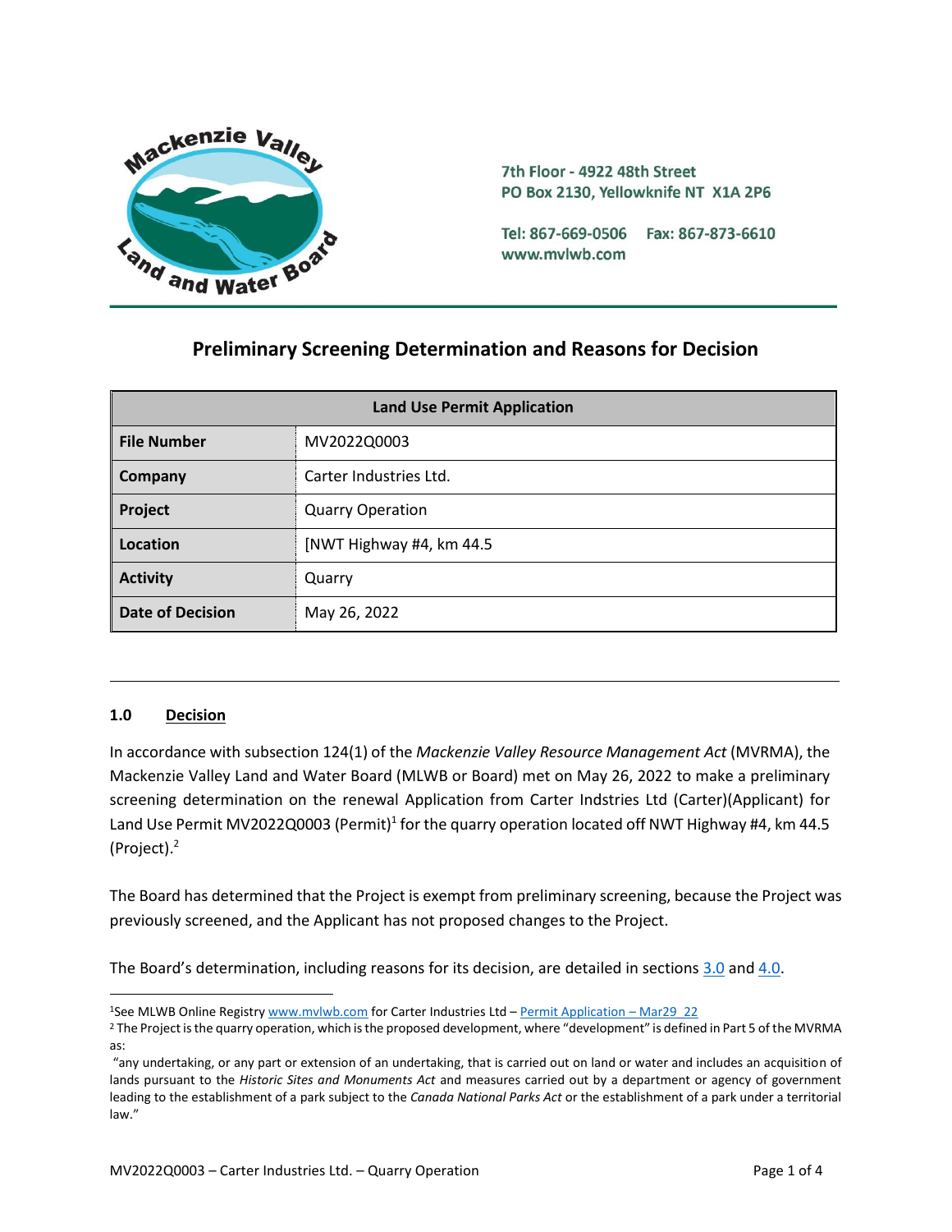7th Floor - 4922 48th Street
PO Box 2130, Yellowknife NT X1A 2P6

Tel: 867-669-0506 Fax: 867-873-6610
www.mvlwb.com

# Preliminary Screening Determination and Reasons for Decision

| Land Use Permit Application | |
|---|---|
| **File Number** | MV2022Q0003 |
| **Company** | Carter Industries Ltd. |
| **Project** | Quarry Operation |
| **Location** | [NWT Highway #4, km 44.5 |
| **Activity** | Quarry |
| **Date of Decision** | May 26, 2022 |

## 1.0 Decision

In accordance with subsection 124(1) of the *Mackenzie Valley Resource Management Act* (MVRMA), the Mackenzie Valley Land and Water Board (MLWB or Board) met on May 26, 2022 to make a preliminary screening determination on the renewal Application from Carter Indstries Ltd (Carter)(Applicant) for Land Use Permit MV2022Q0003 (Permit)[1] for the quarry operation located off NWT Highway #4, km 44.5 (Project).[2]

The Board has determined that the Project is exempt from preliminary screening, because the Project was previously screened, and the Applicant has not proposed changes to the Project.

The Board's determination, including reasons for its decision, are detailed in sections 3.0 and 4.0.

[1]See MLWB Online Registry www.mvlwb.com for Carter Industries Ltd – Permit Application – Mar29_22

[2] The Project is the quarry operation, which is the proposed development, where "development" is defined in Part 5 of the MVRMA as:

"any undertaking, or any part or extension of an undertaking, that is carried out on land or water and includes an acquisition of lands pursuant to the *Historic Sites and Monuments Act* and measures carried out by a department or agency of government leading to the establishment of a park subject to the *Canada National Parks Act* or the establishment of a park under a territorial law."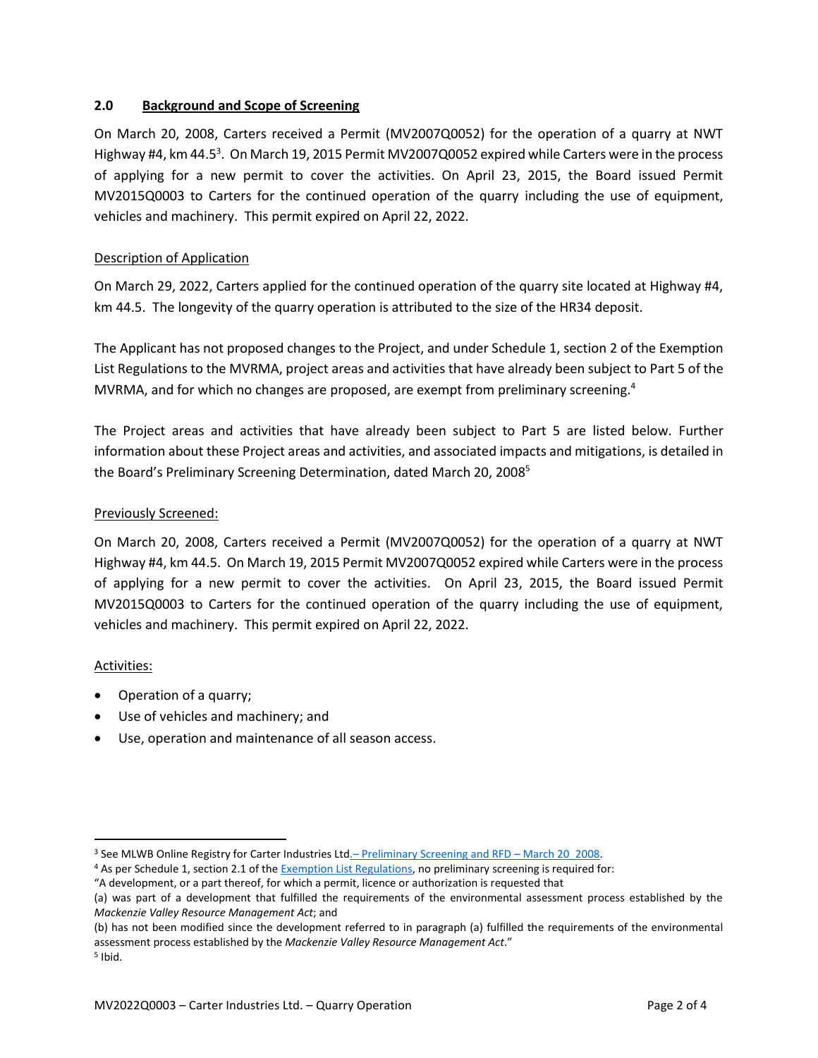## 2.0 Background and Scope of Screening

On March 20, 2008, Carters received a Permit (MV2007Q0052) for the operation of a quarry at NWT Highway #4, km 44.5[3]. On March 19, 2015 Permit MV2007Q0052 expired while Carters were in the process of applying for a new permit to cover the activities. On April 23, 2015, the Board issued Permit MV2015Q0003 to Carters for the continued operation of the quarry including the use of equipment, vehicles and machinery. This permit expired on April 22, 2022.

Description of Application

On March 29, 2022, Carters applied for the continued operation of the quarry site located at Highway #4, km 44.5. The longevity of the quarry operation is attributed to the size of the HR34 deposit.

The Applicant has not proposed changes to the Project, and under Schedule 1, section 2 of the Exemption List Regulations to the MVRMA, project areas and activities that have already been subject to Part 5 of the MVRMA, and for which no changes are proposed, are exempt from preliminary screening.[4]

The Project areas and activities that have already been subject to Part 5 are listed below. Further information about these Project areas and activities, and associated impacts and mitigations, is detailed in the Board's Preliminary Screening Determination, dated March 20, 2008[5]

Previously Screened:

On March 20, 2008, Carters received a Permit (MV2007Q0052) for the operation of a quarry at NWT Highway #4, km 44.5. On March 19, 2015 Permit MV2007Q0052 expired while Carters were in the process of applying for a new permit to cover the activities. On April 23, 2015, the Board issued Permit MV2015Q0003 to Carters for the continued operation of the quarry including the use of equipment, vehicles and machinery. This permit expired on April 22, 2022.

Activities:

- Operation of a quarry;
- Use of vehicles and machinery; and
- Use, operation and maintenance of all season access.

---

[3] See MLWB Online Registry for Carter Industries Ltd.– Preliminary Screening and RFD – March 20 2008.

[4] As per Schedule 1, section 2.1 of the Exemption List Regulations, no preliminary screening is required for:
"A development, or a part thereof, for which a permit, licence or authorization is requested that
(a) was part of a development that fulfilled the requirements of the environmental assessment process established by the *Mackenzie Valley Resource Management Act*; and
(b) has not been modified since the development referred to in paragraph (a) fulfilled the requirements of the environmental assessment process established by the *Mackenzie Valley Resource Management Act*."

[5] Ibid.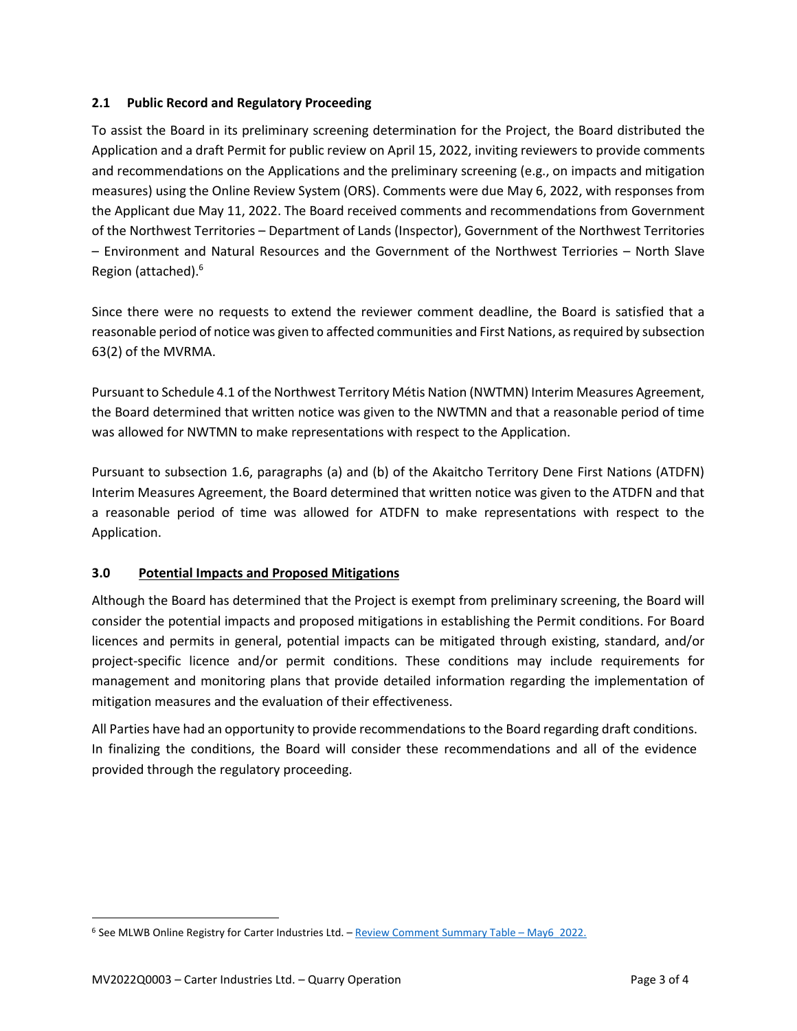### 2.1 Public Record and Regulatory Proceeding

To assist the Board in its preliminary screening determination for the Project, the Board distributed the Application and a draft Permit for public review on April 15, 2022, inviting reviewers to provide comments and recommendations on the Applications and the preliminary screening (e.g., on impacts and mitigation measures) using the Online Review System (ORS). Comments were due May 6, 2022, with responses from the Applicant due May 11, 2022. The Board received comments and recommendations from Government of the Northwest Territories – Department of Lands (Inspector), Government of the Northwest Territories – Environment and Natural Resources and the Government of the Northwest Terriories – North Slave Region (attached).[6]

Since there were no requests to extend the reviewer comment deadline, the Board is satisfied that a reasonable period of notice was given to affected communities and First Nations, as required by subsection 63(2) of the MVRMA.

Pursuant to Schedule 4.1 of the Northwest Territory Métis Nation (NWTMN) Interim Measures Agreement, the Board determined that written notice was given to the NWTMN and that a reasonable period of time was allowed for NWTMN to make representations with respect to the Application.

Pursuant to subsection 1.6, paragraphs (a) and (b) of the Akaitcho Territory Dene First Nations (ATDFN) Interim Measures Agreement, the Board determined that written notice was given to the ATDFN and that a reasonable period of time was allowed for ATDFN to make representations with respect to the Application.

## 3.0 Potential Impacts and Proposed Mitigations

Although the Board has determined that the Project is exempt from preliminary screening, the Board will consider the potential impacts and proposed mitigations in establishing the Permit conditions. For Board licences and permits in general, potential impacts can be mitigated through existing, standard, and/or project-specific licence and/or permit conditions. These conditions may include requirements for management and monitoring plans that provide detailed information regarding the implementation of mitigation measures and the evaluation of their effectiveness.

All Parties have had an opportunity to provide recommendations to the Board regarding draft conditions. In finalizing the conditions, the Board will consider these recommendations and all of the evidence provided through the regulatory proceeding.

---

[6] See MLWB Online Registry for Carter Industries Ltd. – Review Comment Summary Table – May6_2022.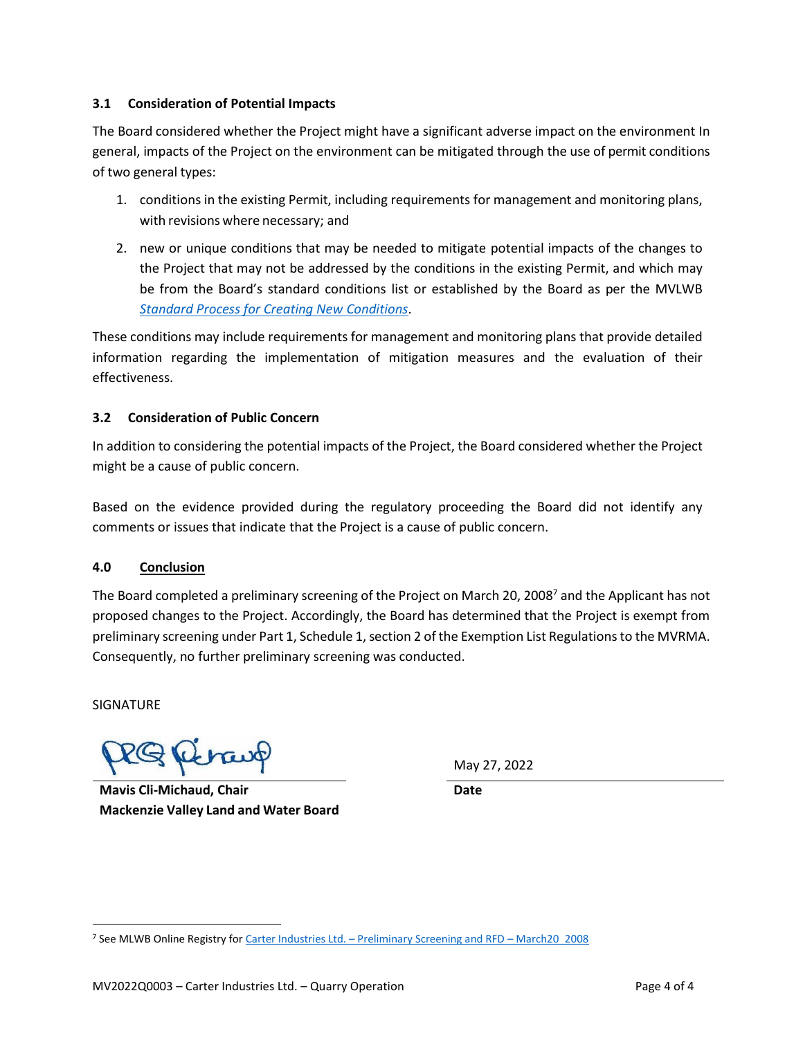### 3.1 Consideration of Potential Impacts

The Board considered whether the Project might have a significant adverse impact on the environment In general, impacts of the Project on the environment can be mitigated through the use of permit conditions of two general types:

1. conditions in the existing Permit, including requirements for management and monitoring plans, with revisions where necessary; and
2. new or unique conditions that may be needed to mitigate potential impacts of the changes to the Project that may not be addressed by the conditions in the existing Permit, and which may be from the Board's standard conditions list or established by the Board as per the MVLWB *Standard Process for Creating New Conditions*.

These conditions may include requirements for management and monitoring plans that provide detailed information regarding the implementation of mitigation measures and the evaluation of their effectiveness.

### 3.2 Consideration of Public Concern

In addition to considering the potential impacts of the Project, the Board considered whether the Project might be a cause of public concern.

Based on the evidence provided during the regulatory proceeding the Board did not identify any comments or issues that indicate that the Project is a cause of public concern.

## 4.0 Conclusion

The Board completed a preliminary screening of the Project on March 20, 2008[7] and the Applicant has not proposed changes to the Project. Accordingly, the Board has determined that the Project is exempt from preliminary screening under Part 1, Schedule 1, section 2 of the Exemption List Regulations to the MVRMA. Consequently, no further preliminary screening was conducted.

SIGNATURE

**Mavis Cli-Michaud, Chair**
**Mackenzie Valley Land and Water Board**

May 27, 2022
**Date**

---

[7] See MLWB Online Registry for Carter Industries Ltd. – Preliminary Screening and RFD – March20_2008